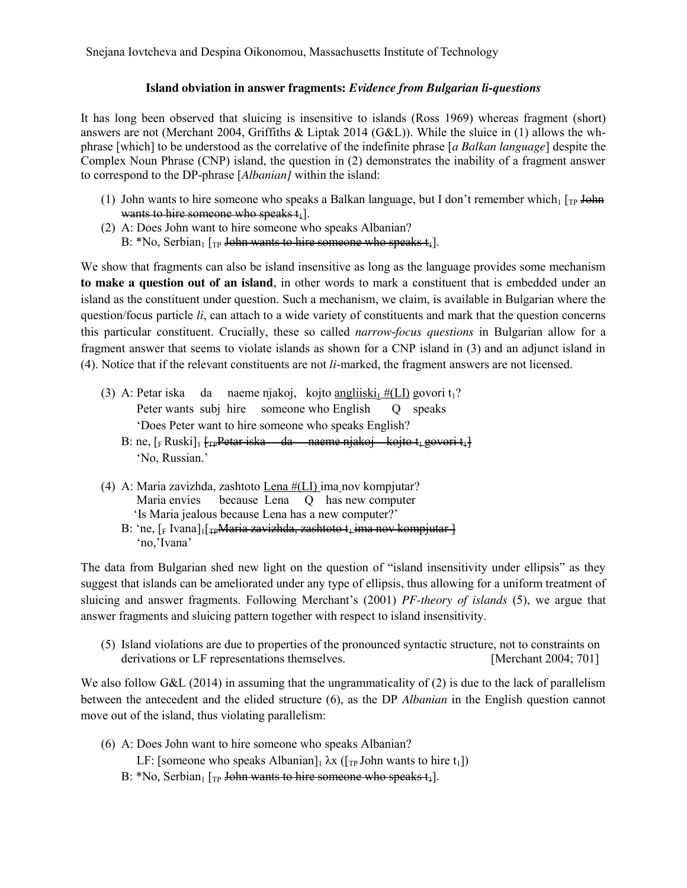Snejana Iovtcheva and Despina Oikonomou, Massachusetts Institute of Technology

**Island obviation in answer fragments:** ***Evidence from Bulgarian li-questions***

It has long been observed that sluicing is insensitive to islands (Ross 1969) whereas fragment (short) answers are not (Merchant 2004, Griffiths & Liptak 2014 (G&L)). While the sluice in (1) allows the wh-phrase [which] to be understood as the correlative of the indefinite phrase [*a Balkan language*] despite the Complex Noun Phrase (CNP) island, the question in (2) demonstrates the inability of a fragment answer to correspond to the DP-phrase [*Albanian]* within the island:

(1) John wants to hire someone who speaks a Balkan language, but I don't remember which$_1$ [$_{TP}$ ~~John wants to hire someone who speaks t$_1$~~].

(2) A: Does John want to hire someone who speaks Albanian?
B: *No, Serbian$_1$ [$_{TP}$ ~~John wants to hire someone who speaks t$_1$~~].

We show that fragments can also be island insensitive as long as the language provides some mechanism **to make a question out of an island**, in other words to mark a constituent that is embedded under an island as the constituent under question. Such a mechanism, we claim, is available in Bulgarian where the question/focus particle *li*, can attach to a wide variety of constituents and mark that the question concerns this particular constituent. Crucially, these so called *narrow-focus questions* in Bulgarian allow for a fragment answer that seems to violate islands as shown for a CNP island in (3) and an adjunct island in (4). Notice that if the relevant constituents are not *li*-marked, the fragment answers are not licensed.

(3) A: Petar iska da naeme njakoj, kojto angliiski$_1$ #(LI) govori t$_1$?
Peter wants subj hire someone who English Q speaks
'Does Peter want to hire someone who speaks English?
B: ne, [$_F$ Ruski]$_1$ [$_{TP}$ ~~Petar iska da naeme njakoj kojto t$_1$ govori t$_1$~~]
'No, Russian.'

(4) A: Maria zavizhda, zashtoto Lena #(LI) ima nov kompjutar?
Maria envies because Lena Q has new computer
'Is Maria jealous because Lena has a new computer?'
B: 'ne, [$_F$ Ivana]$_1$[$_{TP}$ ~~Maria zavizhda, zashtoto t$_1$ ima nov kompjutar~~ ]
'no,'Ivana'

The data from Bulgarian shed new light on the question of "island insensitivity under ellipsis" as they suggest that islands can be ameliorated under any type of ellipsis, thus allowing for a uniform treatment of sluicing and answer fragments. Following Merchant's (2001) *PF-theory of islands* (5), we argue that answer fragments and sluicing pattern together with respect to island insensitivity.

(5) Island violations are due to properties of the pronounced syntactic structure, not to constraints on derivations or LF representations themselves. [Merchant 2004; 701]

We also follow G&L (2014) in assuming that the ungrammaticality of (2) is due to the lack of parallelism between the antecedent and the elided structure (6), as the DP *Albanian* in the English question cannot move out of the island, thus violating parallelism:

(6) A: Does John want to hire someone who speaks Albanian?
LF: [someone who speaks Albanian]$_1$ $\lambda$x ([$_{TP}$ John wants to hire t$_1$])
B: *No, Serbian$_1$ [$_{TP}$ ~~John wants to hire someone who speaks t$_1$~~].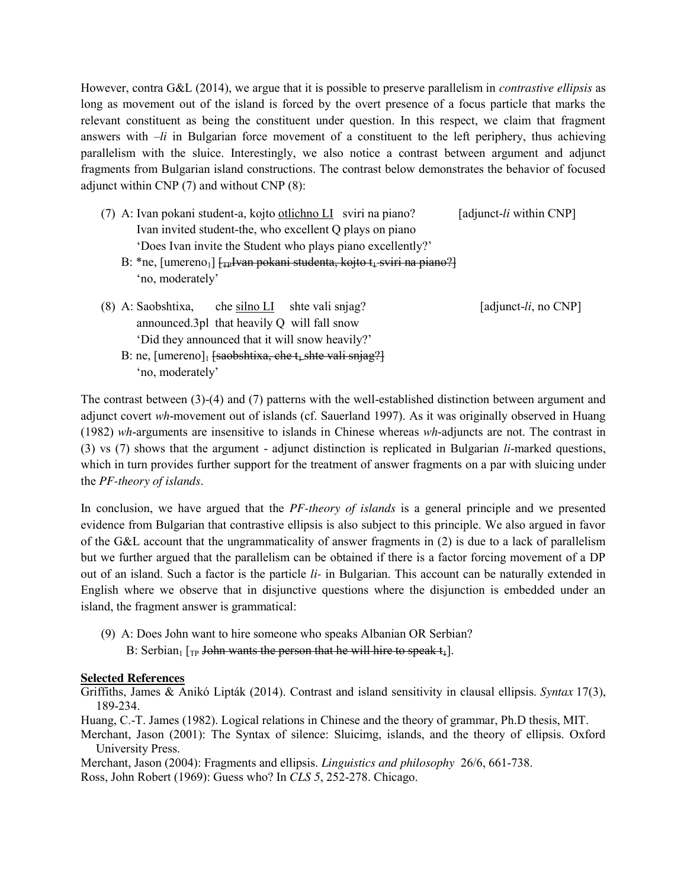However, contra G&L (2014), we argue that it is possible to preserve parallelism in *contrastive ellipsis* as long as movement out of the island is forced by the overt presence of a focus particle that marks the relevant constituent as being the constituent under question. In this respect, we claim that fragment answers with *–li* in Bulgarian force movement of a constituent to the left periphery, thus achieving parallelism with the sluice. Interestingly, we also notice a contrast between argument and adjunct fragments from Bulgarian island constructions. The contrast below demonstrates the behavior of focused adjunct within CNP (7) and without CNP (8):

(7) A: Ivan pokani student-a, kojto <u>otlichno LI</u> sviri na piano? [adjunct-*li* within CNP]
     Ivan invited student-the, who excellent Q plays on piano
     'Does Ivan invite the Student who plays piano excellently?'
   B: *ne, [umereno$_1$] ~~[$_{TP}$Ivan pokani studenta, kojto t$_1$ sviri na piano?]~~
     'no, moderately'

(8) A: Saobshtixa, che <u>silno LI</u> shte vali snjag? [adjunct-*li*, no CNP]
     announced.3pl that heavily Q will fall snow
     'Did they announced that it will snow heavily?'
   B: ne, [umereno]$_1$ ~~[saobshtixa, che t$_1$ shte vali snjag?]~~
     'no, moderately'

The contrast between (3)-(4) and (7) patterns with the well-established distinction between argument and adjunct covert *wh*-movement out of islands (cf. Sauerland 1997). As it was originally observed in Huang (1982) *wh*-arguments are insensitive to islands in Chinese whereas *wh*-adjuncts are not. The contrast in (3) vs (7) shows that the argument - adjunct distinction is replicated in Bulgarian *li*-marked questions, which in turn provides further support for the treatment of answer fragments on a par with sluicing under the *PF-theory of islands*.

In conclusion, we have argued that the *PF-theory of islands* is a general principle and we presented evidence from Bulgarian that contrastive ellipsis is also subject to this principle. We also argued in favor of the G&L account that the ungrammaticality of answer fragments in (2) is due to a lack of parallelism but we further argued that the parallelism can be obtained if there is a factor forcing movement of a DP out of an island. Such a factor is the particle *li-* in Bulgarian. This account can be naturally extended in English where we observe that in disjunctive questions where the disjunction is embedded under an island, the fragment answer is grammatical:

(9) A: Does John want to hire someone who speaks Albanian OR Serbian?
   B: Serbian$_1$ [$_{TP}$ ~~John wants the person that he will hire to speak t$_1$~~].

**<u>Selected References</u>**

Griffiths, James & Anikó Lipták (2014). Contrast and island sensitivity in clausal ellipsis. *Syntax* 17(3), 189-234.

Huang, C.-T. James (1982). Logical relations in Chinese and the theory of grammar, Ph.D thesis, MIT.

Merchant, Jason (2001): The Syntax of silence: Sluicimg, islands, and the theory of ellipsis. Oxford University Press.

Merchant, Jason (2004): Fragments and ellipsis. *Linguistics and philosophy* 26/6, 661-738.

Ross, John Robert (1969): Guess who? In *CLS 5*, 252-278. Chicago.